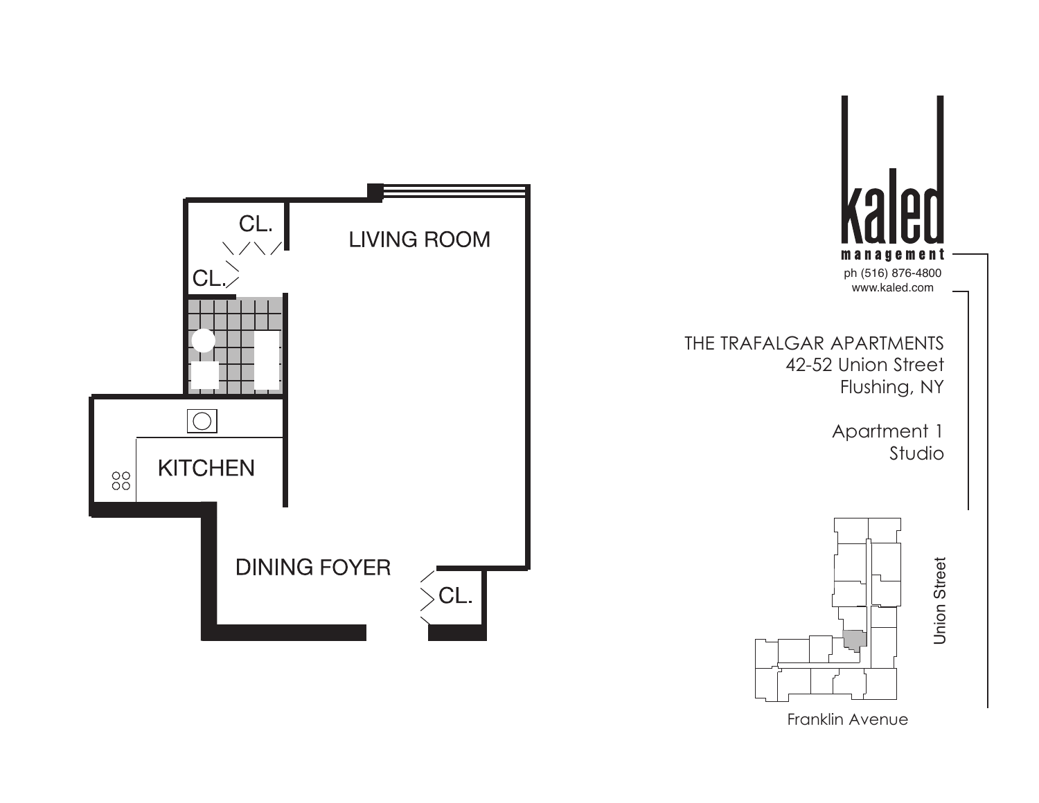LIVING ROOM

CL.

CL.

KITCHEN

DINING FOYER

CL.

kaled management

ph (516) 876-4800

www.kaled.com

THE TRAFALGAR APARTMENTS

42-52 Union Street

Flushing, NY

Apartment 1

Studio

Union Street

Franklin Avenue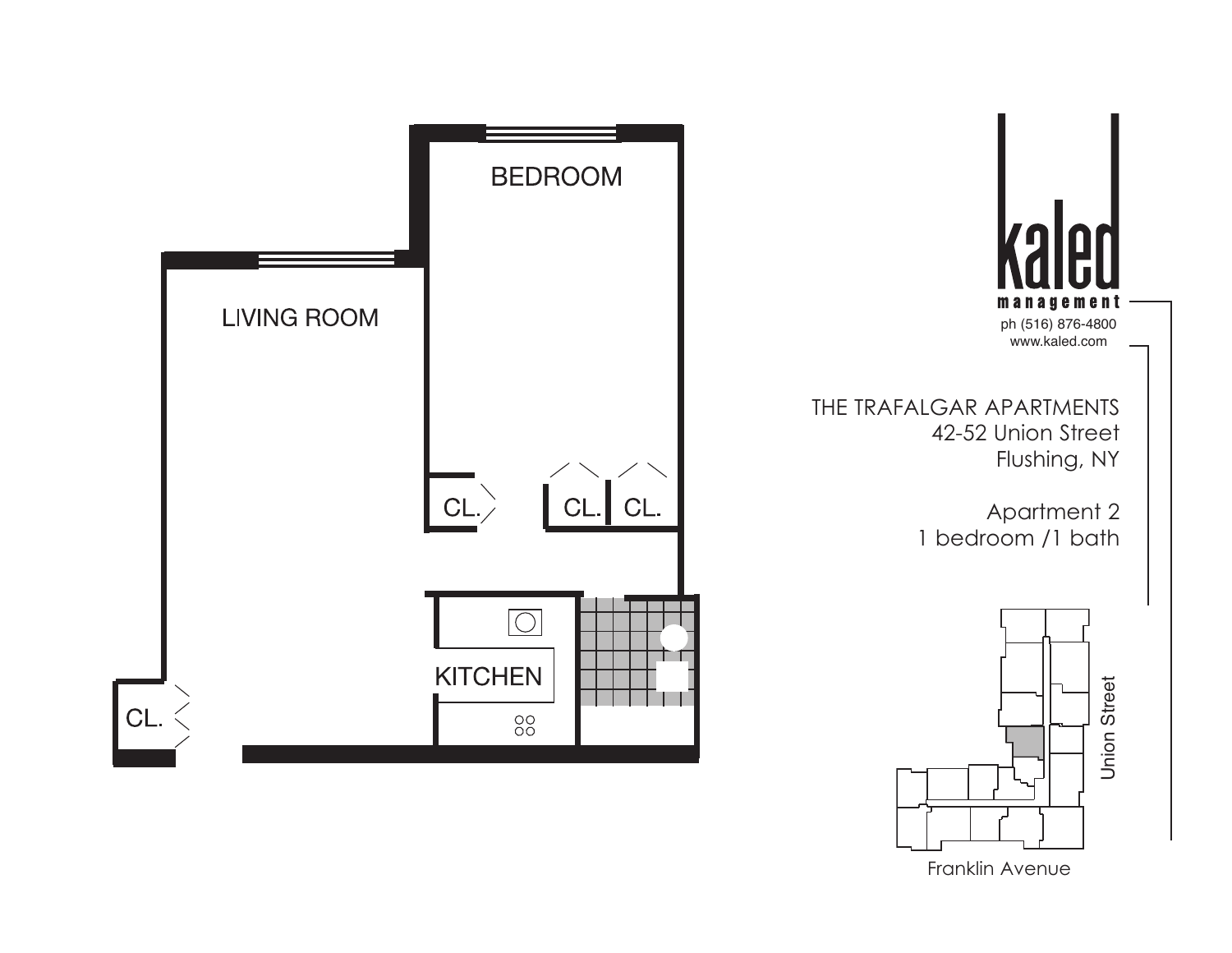LIVING ROOM

BEDROOM

CL.

CL.

CL.

CL.

KITCHEN

kaled
management
ph (516) 876-4800
www.kaled.com

THE TRAFALGAR APARTMENTS
42-52 Union Street
Flushing, NY

Apartment 2
1 bedroom /1 bath

Union Street

Franklin Avenue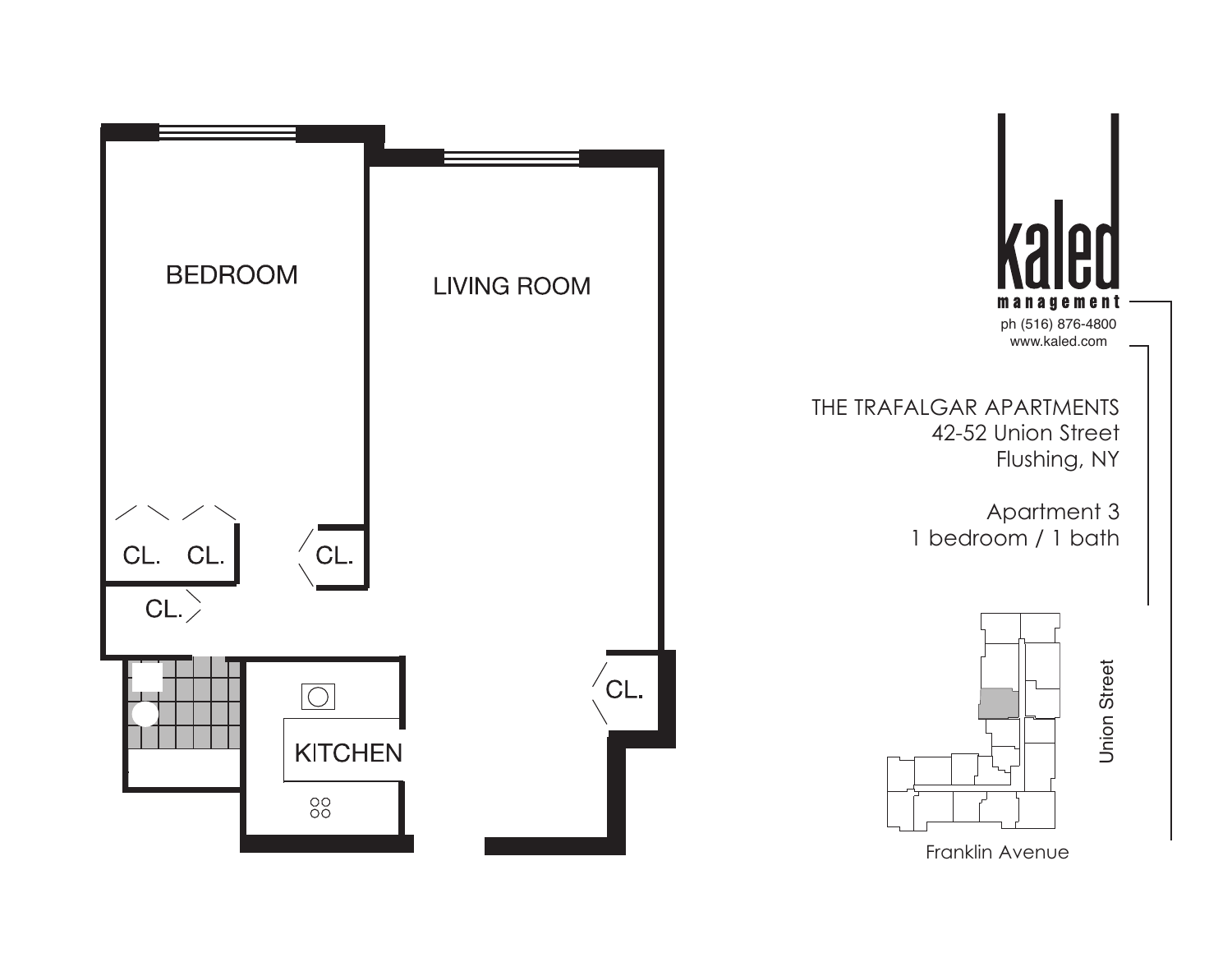BEDROOM

LIVING ROOM

CL. CL.

CL.

CL.

CL.

KITCHEN

kaled

management

ph (516) 876-4800

www.kaled.com

THE TRAFALGAR APARTMENTS

42-52 Union Street

Flushing, NY

Apartment 3

1 bedroom / 1 bath

Union Street

Franklin Avenue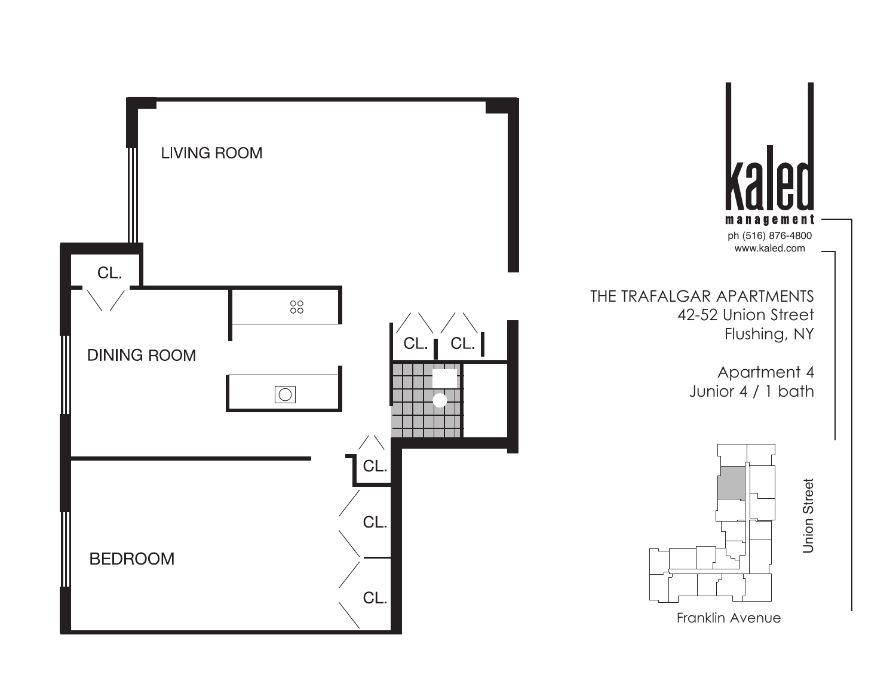LIVING ROOM

CL.

DINING ROOM

CL. CL.

CL.

CL.

BEDROOM

CL.

**kaled**
**management**
ph (516) 876-4800
www.kaled.com

THE TRAFALGAR APARTMENTS
42-52 Union Street
Flushing, NY

Apartment 4
Junior 4 / 1 bath

Union Street

Franklin Avenue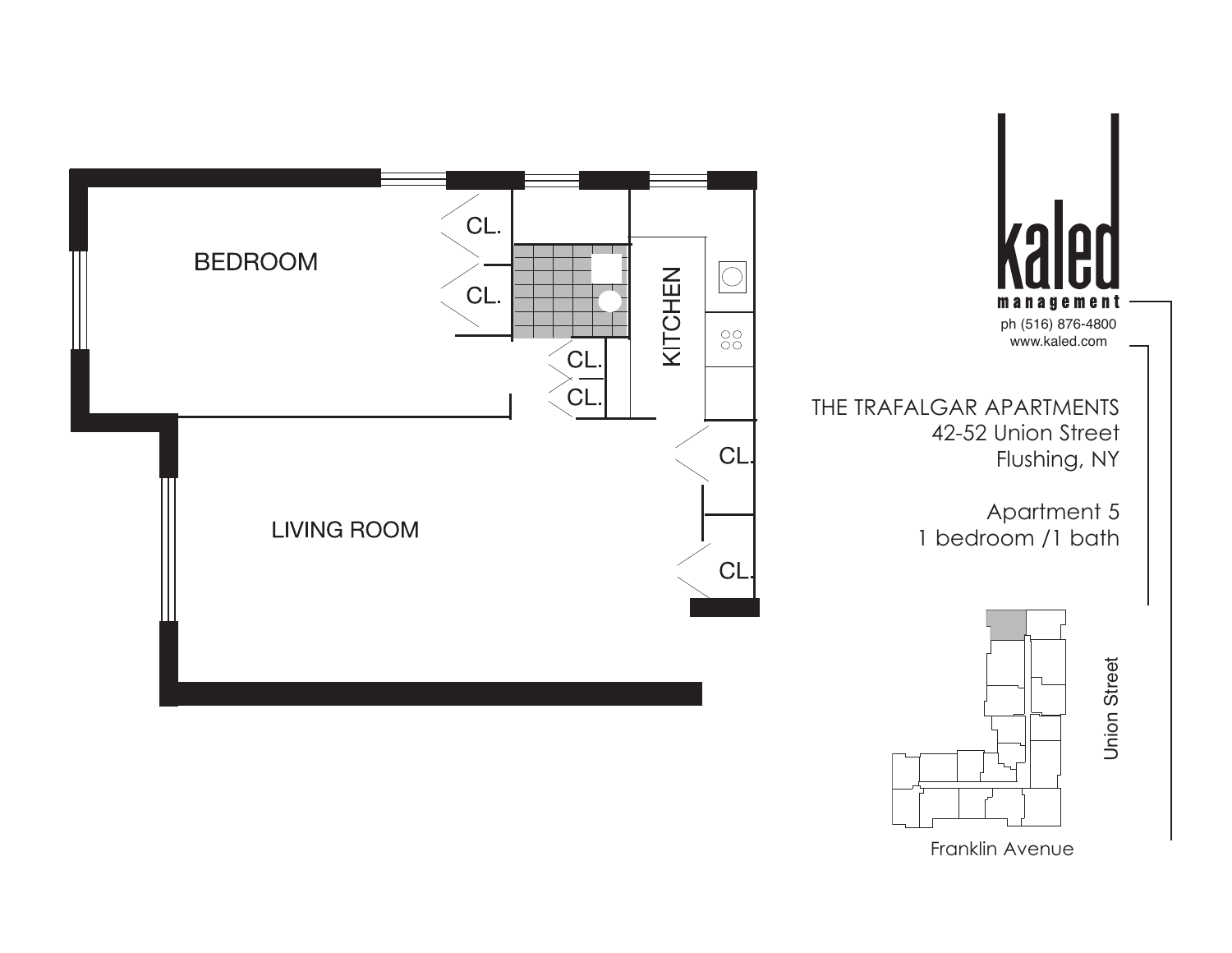BEDROOM

CL.

CL.

CL.

CL.

KITCHEN

CL.

CL.

LIVING ROOM

**kaled**
**management**
ph (516) 876-4800
www.kaled.com

THE TRAFALGAR APARTMENTS
42-52 Union Street
Flushing, NY

Apartment 5
1 bedroom /1 bath

Union Street

Franklin Avenue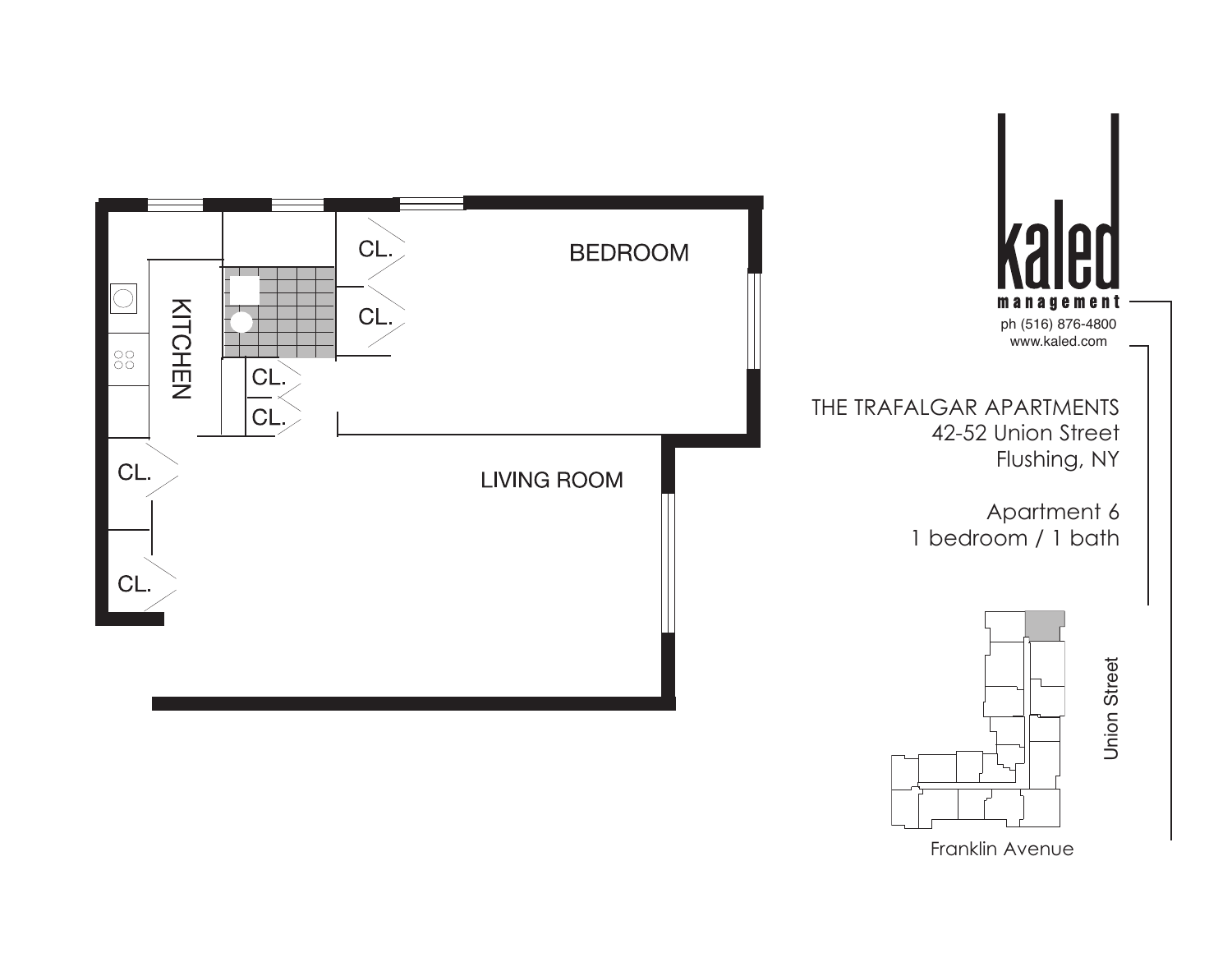kaled
management
ph (516) 876-4800
www.kaled.com

THE TRAFALGAR APARTMENTS
42-52 Union Street
Flushing, NY

Apartment 6
1 bedroom / 1 bath

KITCHEN

CL.

CL.

CL.

CL.

CL.

CL.

BEDROOM

LIVING ROOM

Union Street

Franklin Avenue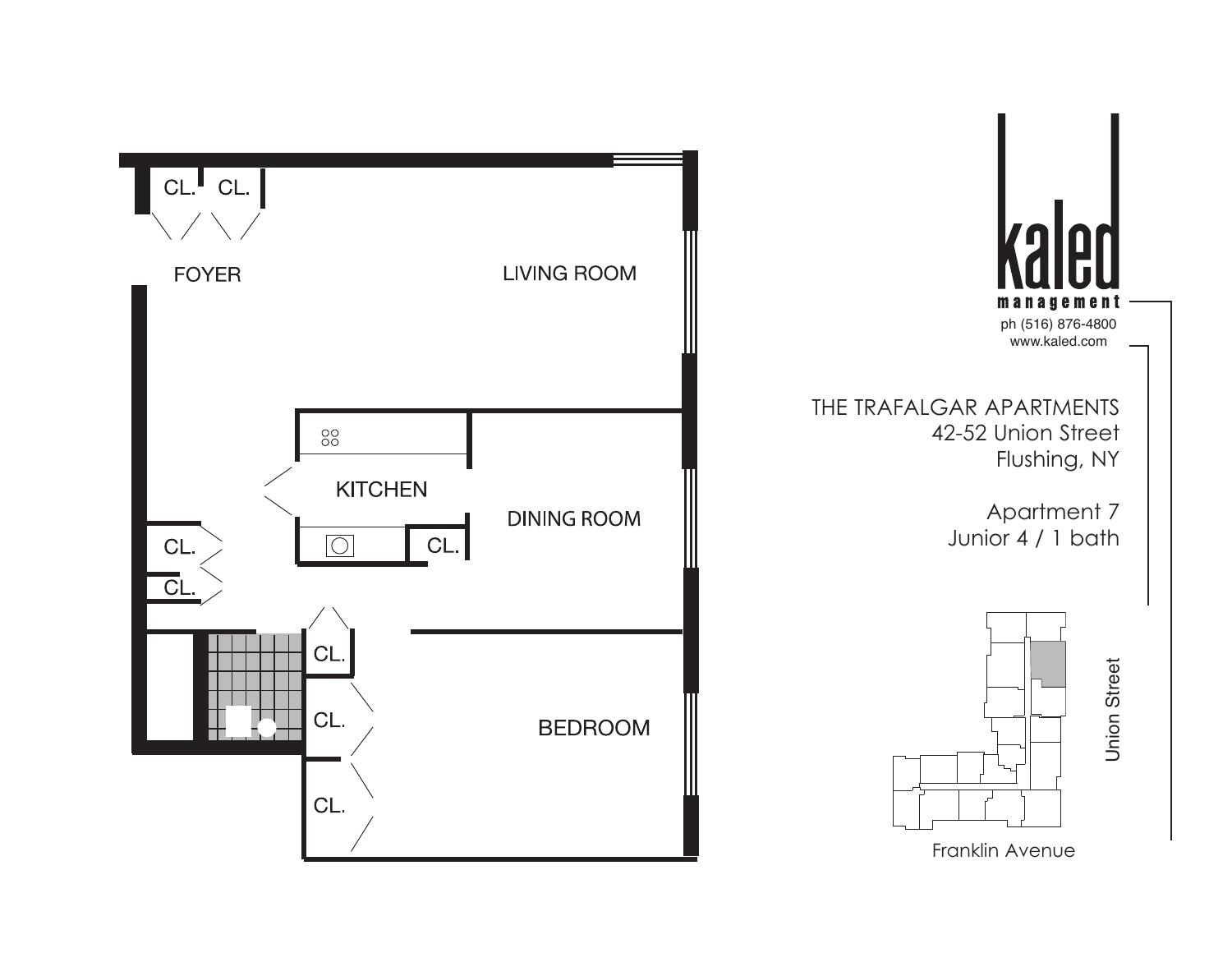kaled management
ph (516) 876-4800
www.kaled.com

THE TRAFALGAR APARTMENTS
42-52 Union Street
Flushing, NY

Apartment 7
Junior 4 / 1 bath

CL. CL.

FOYER

LIVING ROOM

KITCHEN

DINING ROOM

CL.

CL.

CL.

CL.

CL.

CL.

BEDROOM

Union Street

Franklin Avenue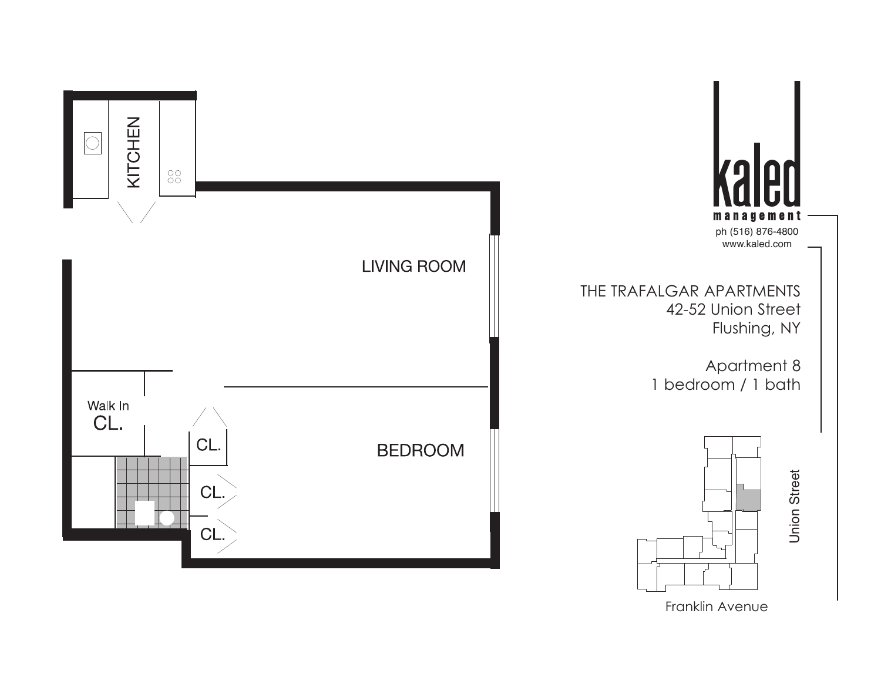KITCHEN

LIVING ROOM

Walk In
CL.

CL.

CL.

CL.

BEDROOM

kaled
management
ph (516) 876-4800
www.kaled.com

THE TRAFALGAR APARTMENTS
42-52 Union Street
Flushing, NY

Apartment 8
1 bedroom / 1 bath

Union Street

Franklin Avenue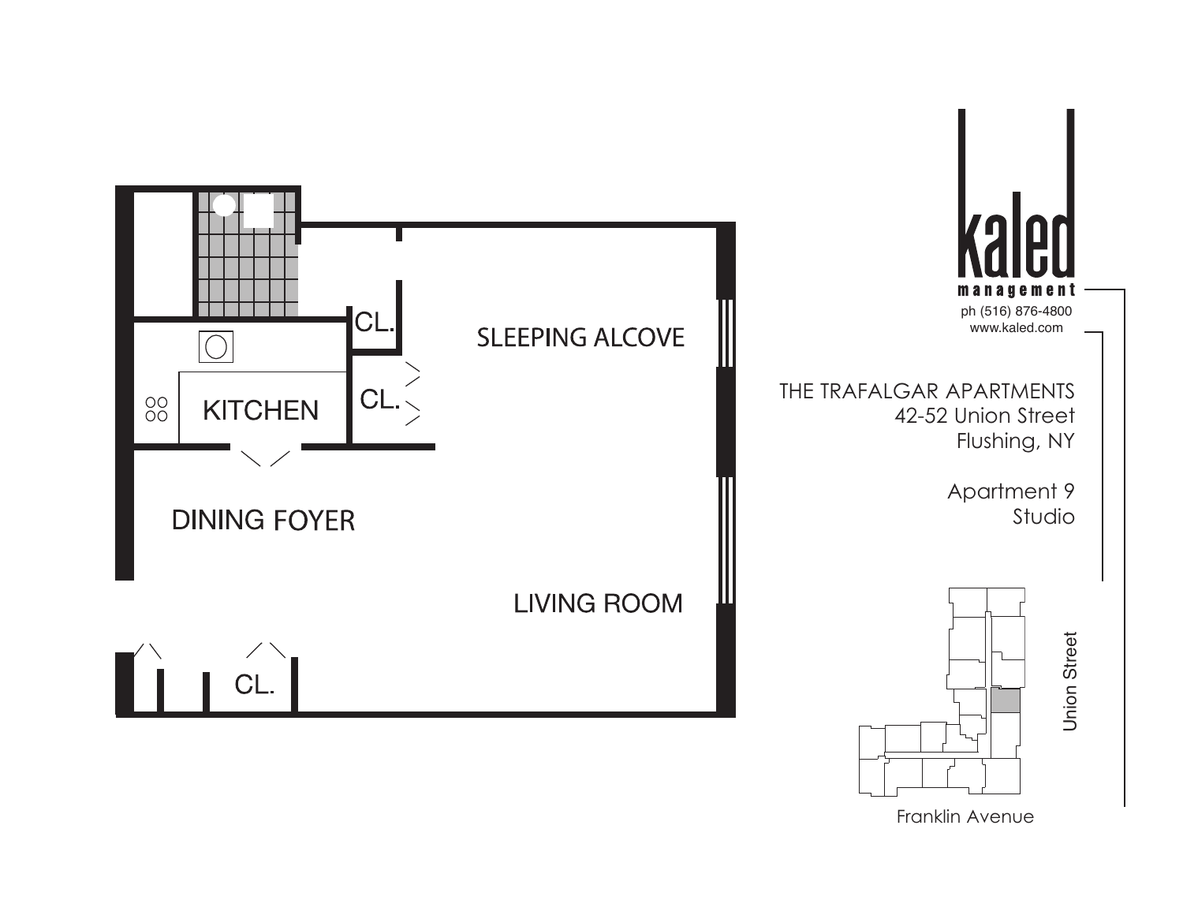SLEEPING ALCOVE

CL.

CL.

KITCHEN

DINING FOYER

LIVING ROOM

CL.

kaled

management

ph (516) 876-4800
www.kaled.com

THE TRAFALGAR APARTMENTS
42-52 Union Street
Flushing, NY

Apartment 9
Studio

Union Street

Franklin Avenue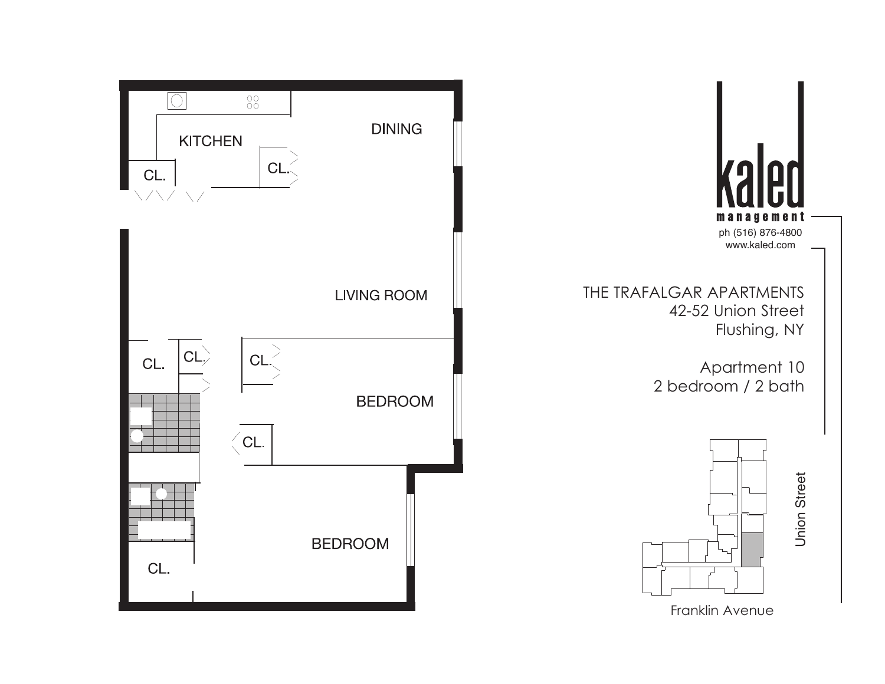KITCHEN

CL.

CL.

DINING

LIVING ROOM

CL.

CL.

CL.

BEDROOM

CL.

BEDROOM

CL.

kaled

management

ph (516) 876-4800

www.kaled.com

THE TRAFALGAR APARTMENTS

42-52 Union Street

Flushing, NY

Apartment 10

2 bedroom / 2 bath

Union Street

Franklin Avenue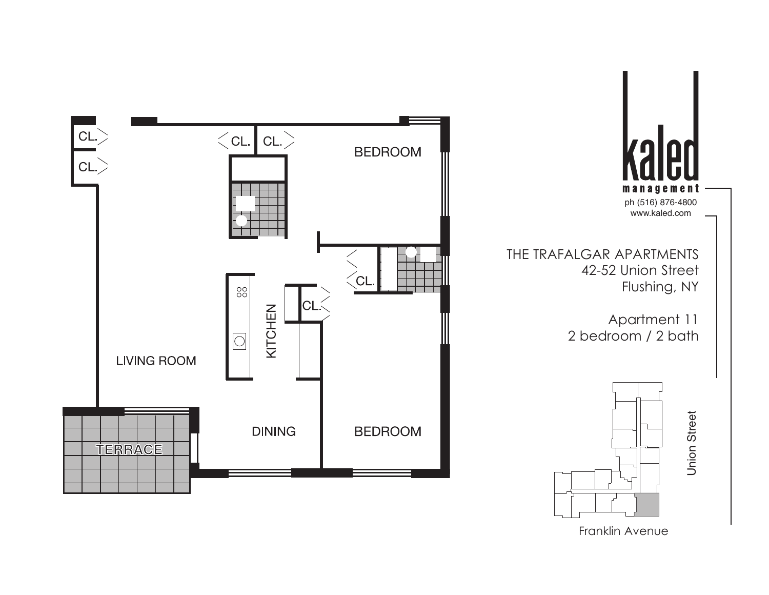kaled management
ph (516) 876-4800
www.kaled.com

THE TRAFALGAR APARTMENTS
42-52 Union Street
Flushing, NY

Apartment 11
2 bedroom / 2 bath

CL.

CL.

CL.

CL.

BEDROOM

CL.

CL.

KITCHEN

LIVING ROOM

TERRACE

DINING

BEDROOM

Union Street

Franklin Avenue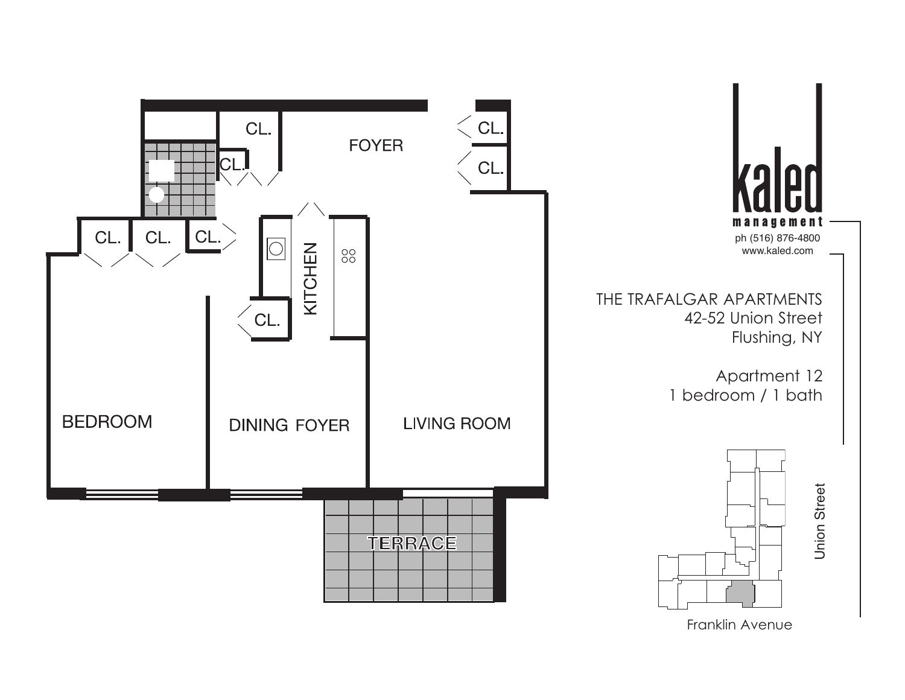kaled
management
ph (516) 876-4800
www.kaled.com

THE TRAFALGAR APARTMENTS
42-52 Union Street
Flushing, NY

Apartment 12
1 bedroom / 1 bath

CL.

FOYER

CL.

CL.

CL.

CL.

CL.

CL.

KITCHEN

CL.

BEDROOM

DINING FOYER

LIVING ROOM

TERRACE

Union Street

Franklin Avenue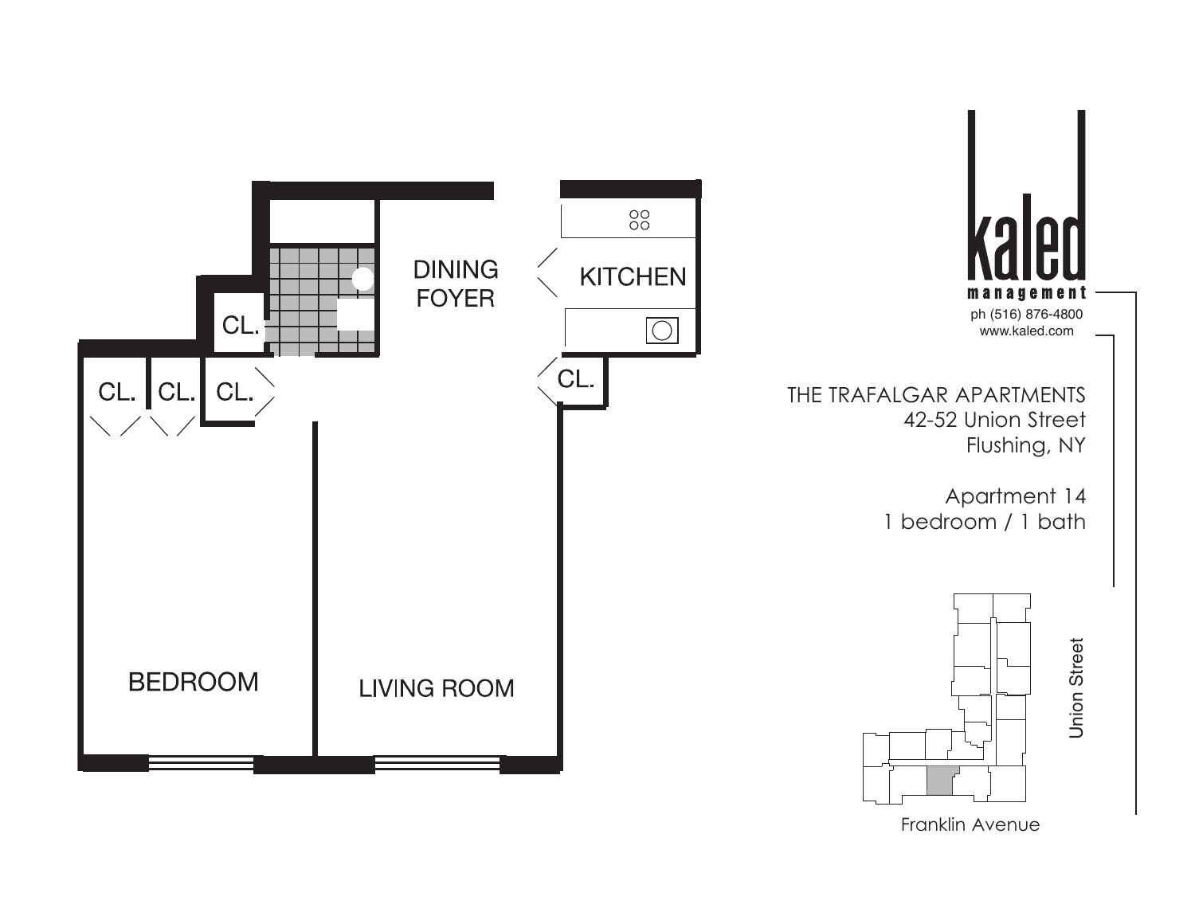DINING FOYER

KITCHEN

CL.

CL.

CL. CL. CL.

BEDROOM

LIVING ROOM

kaled

management

ph (516) 876-4800
www.kaled.com

THE TRAFALGAR APARTMENTS
42-52 Union Street
Flushing, NY

Apartment 14
1 bedroom / 1 bath

Union Street

Franklin Avenue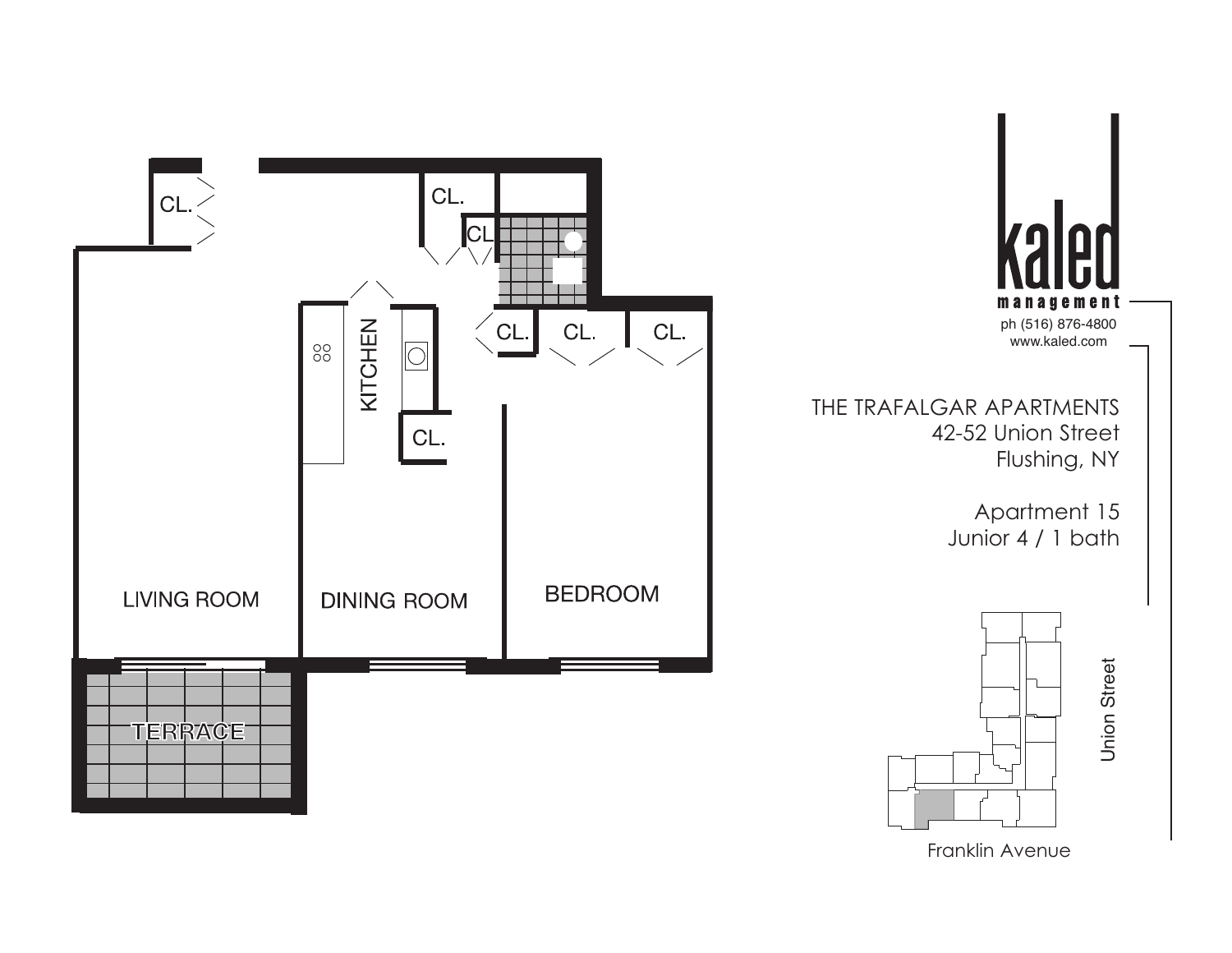kaled
management
ph (516) 876-4800
www.kaled.com

THE TRAFALGAR APARTMENTS
42-52 Union Street
Flushing, NY

Apartment 15
Junior 4 / 1 bath

CL.

CL.

CL.

KITCHEN

CL.

CL.

CL.

CL.

LIVING ROOM

DINING ROOM

BEDROOM

TERRACE

Union Street

Franklin Avenue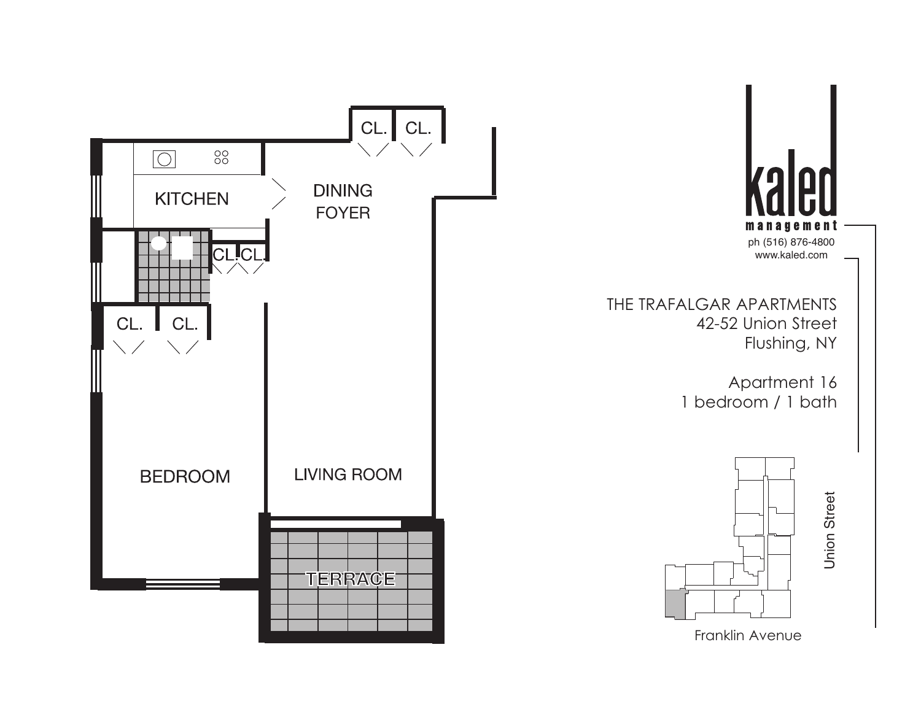KITCHEN

DINING FOYER

CL. CL.

CL. CL.

CL. CL.

BEDROOM

LIVING ROOM

TERRACE

kaled
management
ph (516) 876-4800
www.kaled.com

THE TRAFALGAR APARTMENTS
42-52 Union Street
Flushing, NY

Apartment 16
1 bedroom / 1 bath

Union Street

Franklin Avenue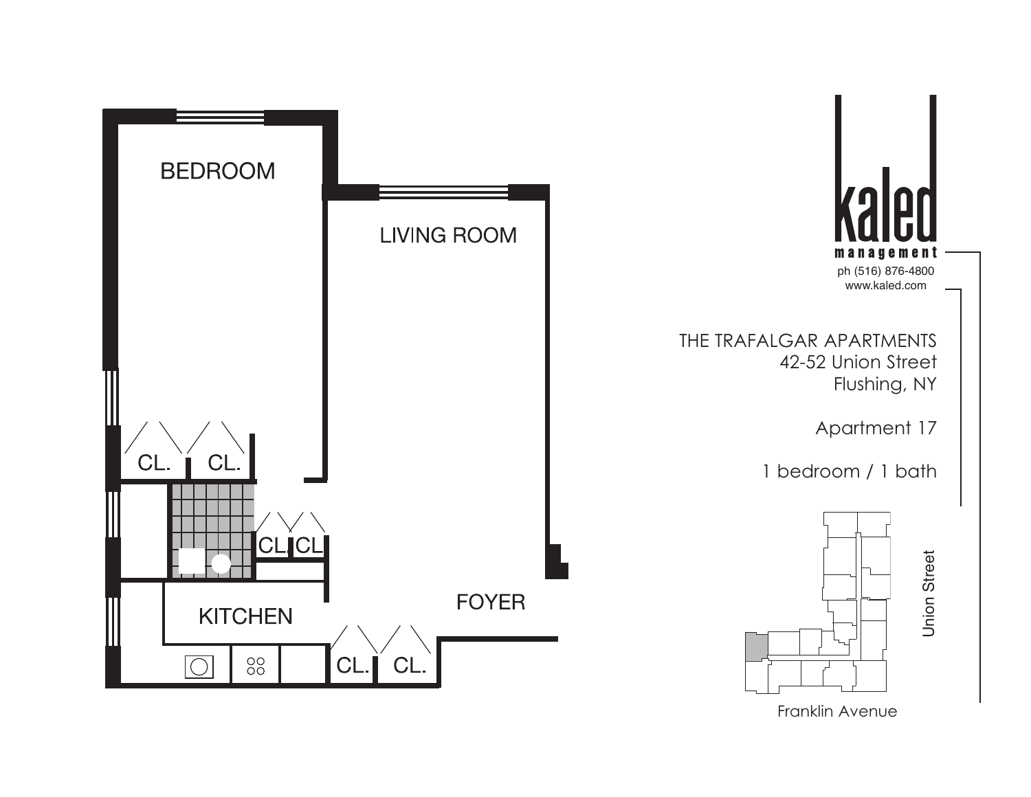BEDROOM

LIVING ROOM

CL.

CL.

CL.

CL

KITCHEN

FOYER

CL.

CL.

kaled
management

ph (516) 876-4800
www.kaled.com

THE TRAFALGAR APARTMENTS
42-52 Union Street
Flushing, NY

Apartment 17

1 bedroom / 1 bath

Union Street

Franklin Avenue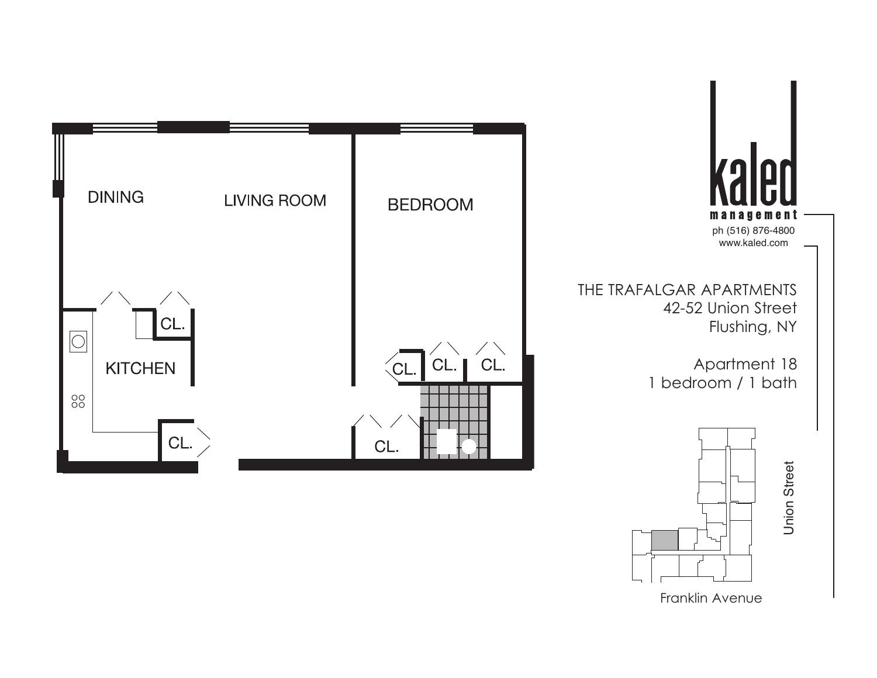DINING

LIVING ROOM

BEDROOM

KITCHEN

CL.

CL.

CL.

CL.

CL.

CL.

**kaled**

**management**

ph (516) 876-4800

www.kaled.com

THE TRAFALGAR APARTMENTS

42-52 Union Street

Flushing, NY

Apartment 18

1 bedroom / 1 bath

Union Street

Franklin Avenue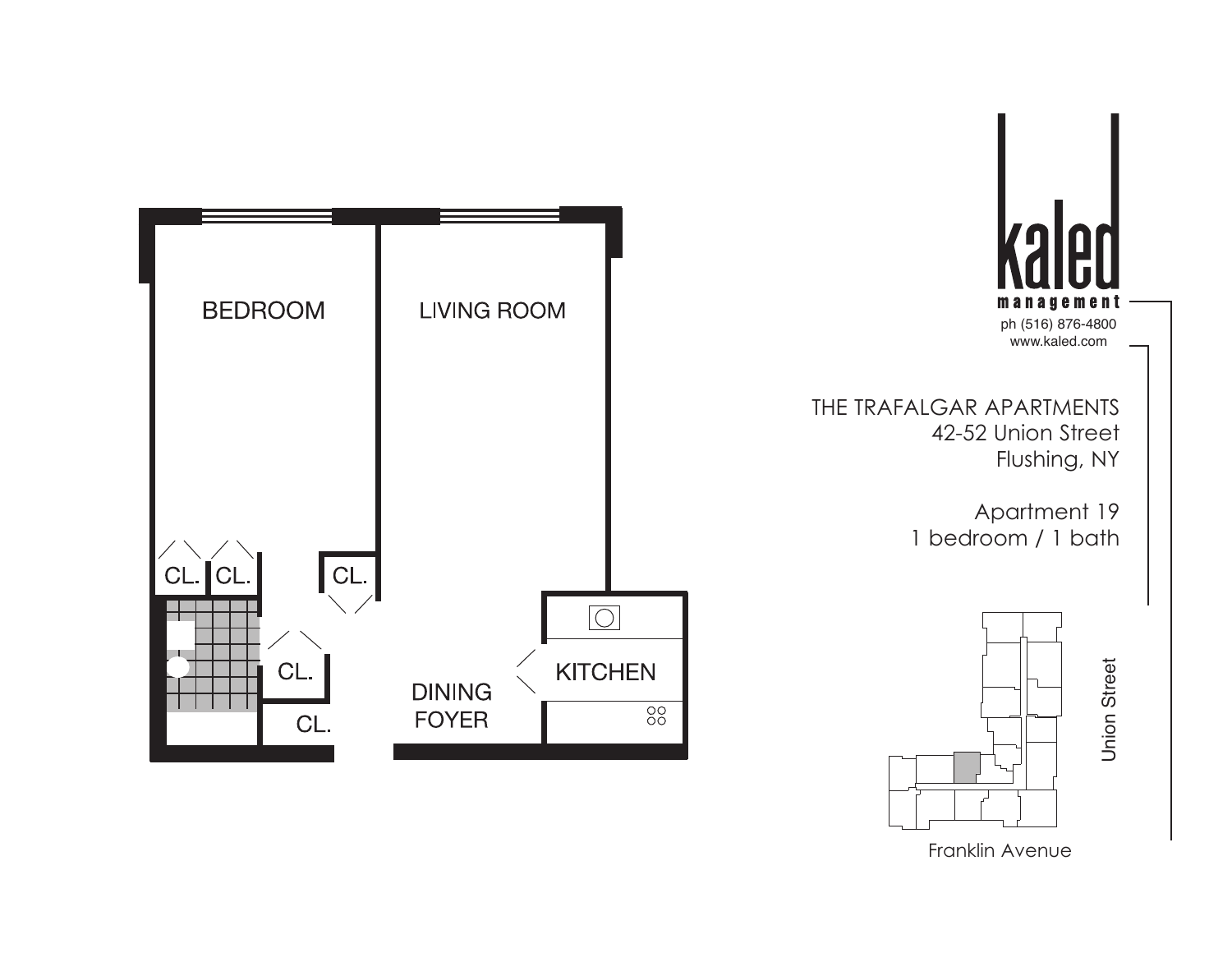BEDROOM

LIVING ROOM

CL. CL. CL.

CL.

CL.

KITCHEN

DINING FOYER

kaled management

ph (516) 876-4800

www.kaled.com

THE TRAFALGAR APARTMENTS

42-52 Union Street

Flushing, NY

Apartment 19

1 bedroom / 1 bath

Union Street

Franklin Avenue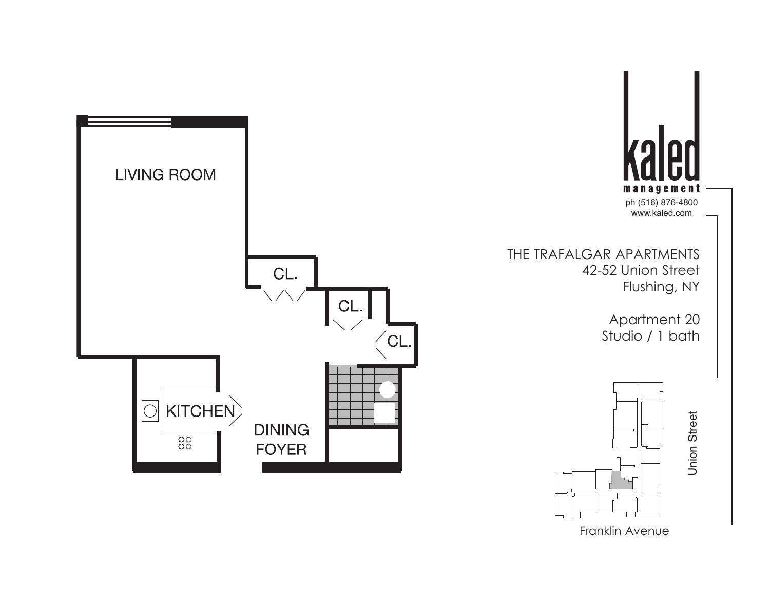LIVING ROOM

CL.

CL.

CL.

KITCHEN

DINING FOYER

kaled management

ph (516) 876-4800

www.kaled.com

THE TRAFALGAR APARTMENTS

42-52 Union Street

Flushing, NY

Apartment 20

Studio / 1 bath

Union Street

Franklin Avenue